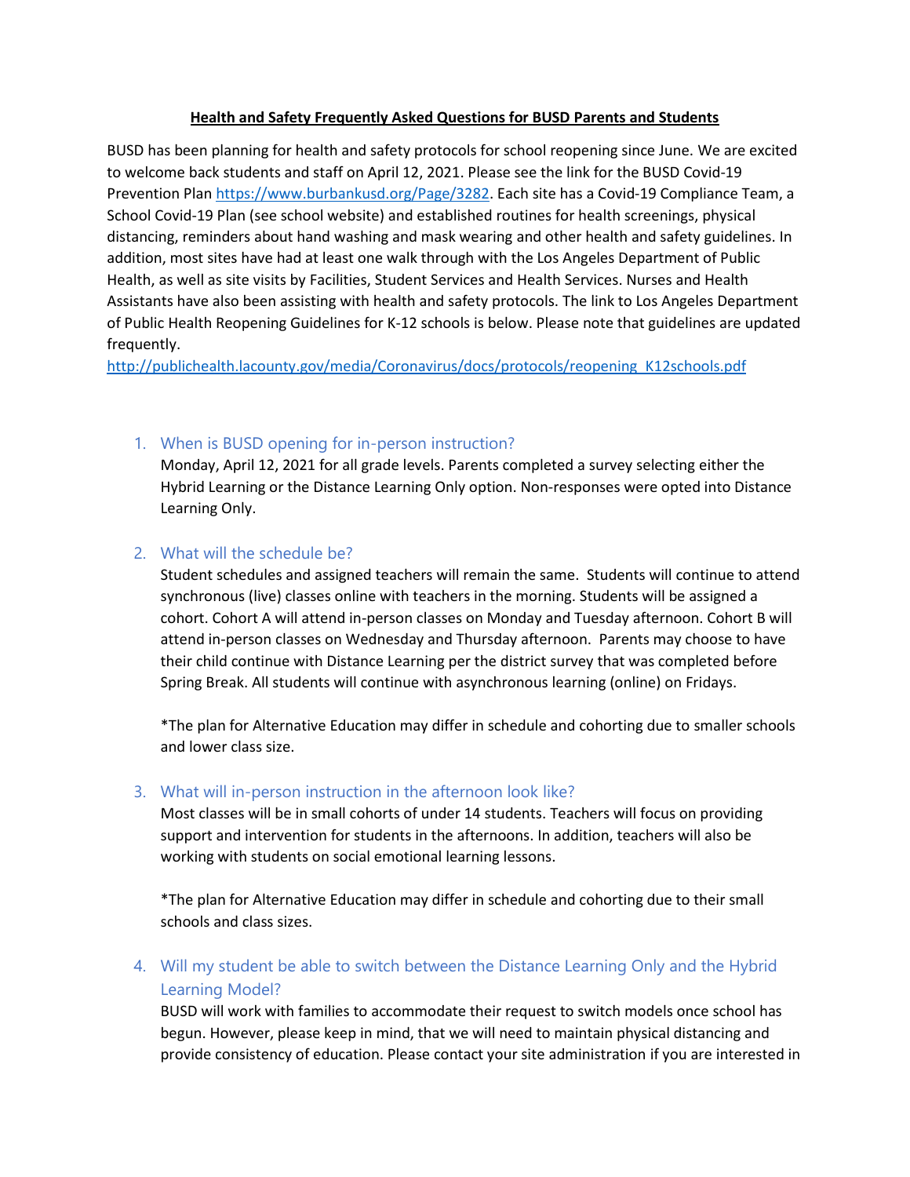**Health and Safety Frequently Asked Questions for BUSD Parents and Students**

BUSD has been planning for health and safety protocols for school reopening since June. We are excited to welcome back students and staff on April 12, 2021. Please see the link for the BUSD Covid-19 Prevention Plan https://www.burbankusd.org/Page/3282. Each site has a Covid-19 Compliance Team, a School Covid-19 Plan (see school website) and established routines for health screenings, physical distancing, reminders about hand washing and mask wearing and other health and safety guidelines. In addition, most sites have had at least one walk through with the Los Angeles Department of Public Health, as well as site visits by Facilities, Student Services and Health Services. Nurses and Health Assistants have also been assisting with health and safety protocols. The link to Los Angeles Department of Public Health Reopening Guidelines for K-12 schools is below. Please note that guidelines are updated frequently.
http://publichealth.lacounty.gov/media/Coronavirus/docs/protocols/reopening_K12schools.pdf

1. **When is BUSD opening for in-person instruction?**

   Monday, April 12, 2021 for all grade levels. Parents completed a survey selecting either the Hybrid Learning or the Distance Learning Only option. Non-responses were opted into Distance Learning Only.

2. **What will the schedule be?**

   Student schedules and assigned teachers will remain the same. Students will continue to attend synchronous (live) classes online with teachers in the morning. Students will be assigned a cohort. Cohort A will attend in-person classes on Monday and Tuesday afternoon. Cohort B will attend in-person classes on Wednesday and Thursday afternoon. Parents may choose to have their child continue with Distance Learning per the district survey that was completed before Spring Break. All students will continue with asynchronous learning (online) on Fridays.

   *The plan for Alternative Education may differ in schedule and cohorting due to smaller schools and lower class size.

3. **What will in-person instruction in the afternoon look like?**

   Most classes will be in small cohorts of under 14 students. Teachers will focus on providing support and intervention for students in the afternoons. In addition, teachers will also be working with students on social emotional learning lessons.

   *The plan for Alternative Education may differ in schedule and cohorting due to their small schools and class sizes.

4. **Will my student be able to switch between the Distance Learning Only and the Hybrid Learning Model?**

   BUSD will work with families to accommodate their request to switch models once school has begun. However, please keep in mind, that we will need to maintain physical distancing and provide consistency of education. Please contact your site administration if you are interested in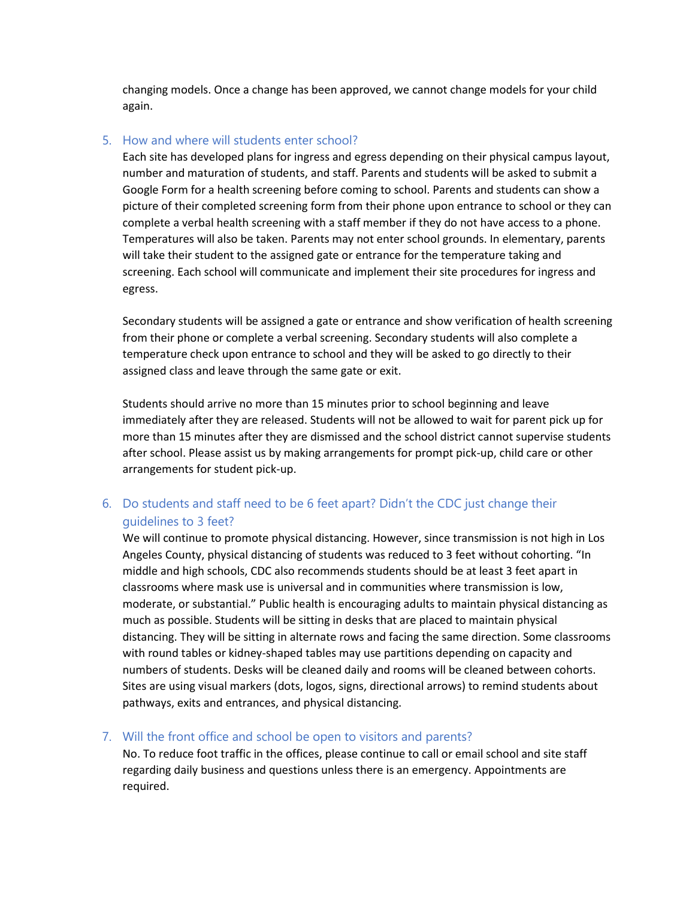changing models. Once a change has been approved, we cannot change models for your child again.

5. How and where will students enter school?

   Each site has developed plans for ingress and egress depending on their physical campus layout, number and maturation of students, and staff. Parents and students will be asked to submit a Google Form for a health screening before coming to school. Parents and students can show a picture of their completed screening form from their phone upon entrance to school or they can complete a verbal health screening with a staff member if they do not have access to a phone. Temperatures will also be taken. Parents may not enter school grounds. In elementary, parents will take their student to the assigned gate or entrance for the temperature taking and screening. Each school will communicate and implement their site procedures for ingress and egress.

   Secondary students will be assigned a gate or entrance and show verification of health screening from their phone or complete a verbal screening. Secondary students will also complete a temperature check upon entrance to school and they will be asked to go directly to their assigned class and leave through the same gate or exit.

   Students should arrive no more than 15 minutes prior to school beginning and leave immediately after they are released. Students will not be allowed to wait for parent pick up for more than 15 minutes after they are dismissed and the school district cannot supervise students after school. Please assist us by making arrangements for prompt pick-up, child care or other arrangements for student pick-up.

6. Do students and staff need to be 6 feet apart? Didn't the CDC just change their guidelines to 3 feet?

   We will continue to promote physical distancing. However, since transmission is not high in Los Angeles County, physical distancing of students was reduced to 3 feet without cohorting. "In middle and high schools, CDC also recommends students should be at least 3 feet apart in classrooms where mask use is universal and in communities where transmission is low, moderate, or substantial." Public health is encouraging adults to maintain physical distancing as much as possible. Students will be sitting in desks that are placed to maintain physical distancing. They will be sitting in alternate rows and facing the same direction. Some classrooms with round tables or kidney-shaped tables may use partitions depending on capacity and numbers of students. Desks will be cleaned daily and rooms will be cleaned between cohorts. Sites are using visual markers (dots, logos, signs, directional arrows) to remind students about pathways, exits and entrances, and physical distancing.

7. Will the front office and school be open to visitors and parents?

   No. To reduce foot traffic in the offices, please continue to call or email school and site staff regarding daily business and questions unless there is an emergency. Appointments are required.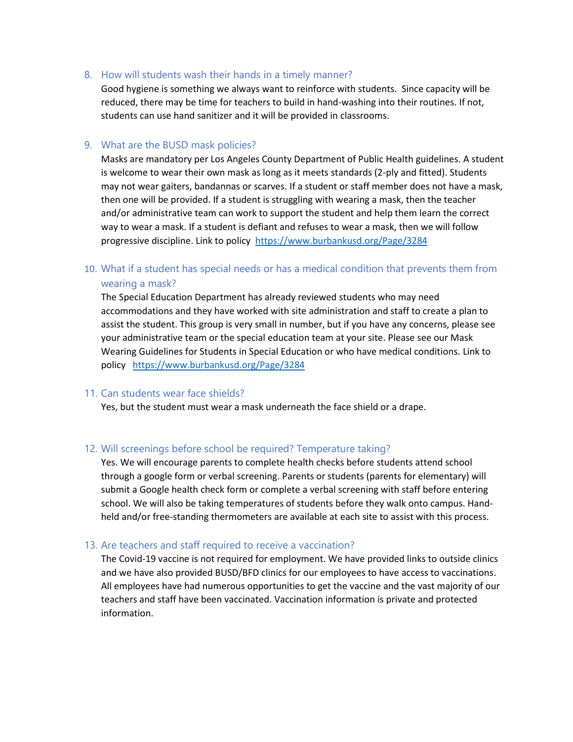8. How will students wash their hands in a timely manner?

   Good hygiene is something we always want to reinforce with students. Since capacity will be reduced, there may be time for teachers to build in hand-washing into their routines. If not, students can use hand sanitizer and it will be provided in classrooms.

9. What are the BUSD mask policies?

   Masks are mandatory per Los Angeles County Department of Public Health guidelines. A student is welcome to wear their own mask as long as it meets standards (2-ply and fitted). Students may not wear gaiters, bandannas or scarves. If a student or staff member does not have a mask, then one will be provided. If a student is struggling with wearing a mask, then the teacher and/or administrative team can work to support the student and help them learn the correct way to wear a mask. If a student is defiant and refuses to wear a mask, then we will follow progressive discipline. Link to policy [https://www.burbankusd.org/Page/3284](https://www.burbankusd.org/Page/3284)

10. What if a student has special needs or has a medical condition that prevents them from wearing a mask?

    The Special Education Department has already reviewed students who may need accommodations and they have worked with site administration and staff to create a plan to assist the student. This group is very small in number, but if you have any concerns, please see your administrative team or the special education team at your site. Please see our Mask Wearing Guidelines for Students in Special Education or who have medical conditions. Link to policy [https://www.burbankusd.org/Page/3284](https://www.burbankusd.org/Page/3284)

11. Can students wear face shields?

    Yes, but the student must wear a mask underneath the face shield or a drape.

12. Will screenings before school be required? Temperature taking?

    Yes. We will encourage parents to complete health checks before students attend school through a google form or verbal screening. Parents or students (parents for elementary) will submit a Google health check form or complete a verbal screening with staff before entering school. We will also be taking temperatures of students before they walk onto campus. Hand-held and/or free-standing thermometers are available at each site to assist with this process.

13. Are teachers and staff required to receive a vaccination?

    The Covid-19 vaccine is not required for employment. We have provided links to outside clinics and we have also provided BUSD/BFD clinics for our employees to have access to vaccinations. All employees have had numerous opportunities to get the vaccine and the vast majority of our teachers and staff have been vaccinated. Vaccination information is private and protected information.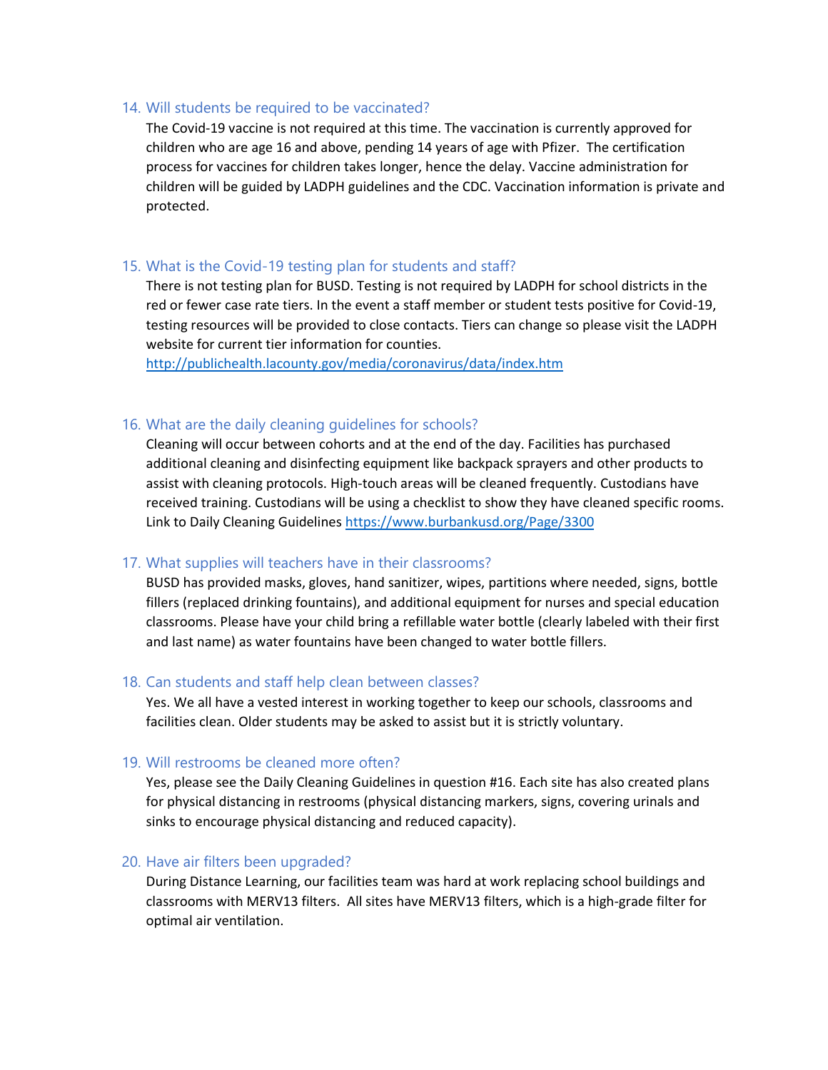### 14. Will students be required to be vaccinated?

The Covid-19 vaccine is not required at this time. The vaccination is currently approved for children who are age 16 and above, pending 14 years of age with Pfizer. The certification process for vaccines for children takes longer, hence the delay. Vaccine administration for children will be guided by LADPH guidelines and the CDC. Vaccination information is private and protected.

### 15. What is the Covid-19 testing plan for students and staff?

There is not testing plan for BUSD. Testing is not required by LADPH for school districts in the red or fewer case rate tiers. In the event a staff member or student tests positive for Covid-19, testing resources will be provided to close contacts. Tiers can change so please visit the LADPH website for current tier information for counties.
[http://publichealth.lacounty.gov/media/coronavirus/data/index.htm](http://publichealth.lacounty.gov/media/coronavirus/data/index.htm)

### 16. What are the daily cleaning guidelines for schools?

Cleaning will occur between cohorts and at the end of the day. Facilities has purchased additional cleaning and disinfecting equipment like backpack sprayers and other products to assist with cleaning protocols. High-touch areas will be cleaned frequently. Custodians have received training. Custodians will be using a checklist to show they have cleaned specific rooms. Link to Daily Cleaning Guidelines [https://www.burbankusd.org/Page/3300](https://www.burbankusd.org/Page/3300)

### 17. What supplies will teachers have in their classrooms?

BUSD has provided masks, gloves, hand sanitizer, wipes, partitions where needed, signs, bottle fillers (replaced drinking fountains), and additional equipment for nurses and special education classrooms. Please have your child bring a refillable water bottle (clearly labeled with their first and last name) as water fountains have been changed to water bottle fillers.

### 18. Can students and staff help clean between classes?

Yes. We all have a vested interest in working together to keep our schools, classrooms and facilities clean. Older students may be asked to assist but it is strictly voluntary.

### 19. Will restrooms be cleaned more often?

Yes, please see the Daily Cleaning Guidelines in question #16. Each site has also created plans for physical distancing in restrooms (physical distancing markers, signs, covering urinals and sinks to encourage physical distancing and reduced capacity).

### 20. Have air filters been upgraded?

During Distance Learning, our facilities team was hard at work replacing school buildings and classrooms with MERV13 filters. All sites have MERV13 filters, which is a high-grade filter for optimal air ventilation.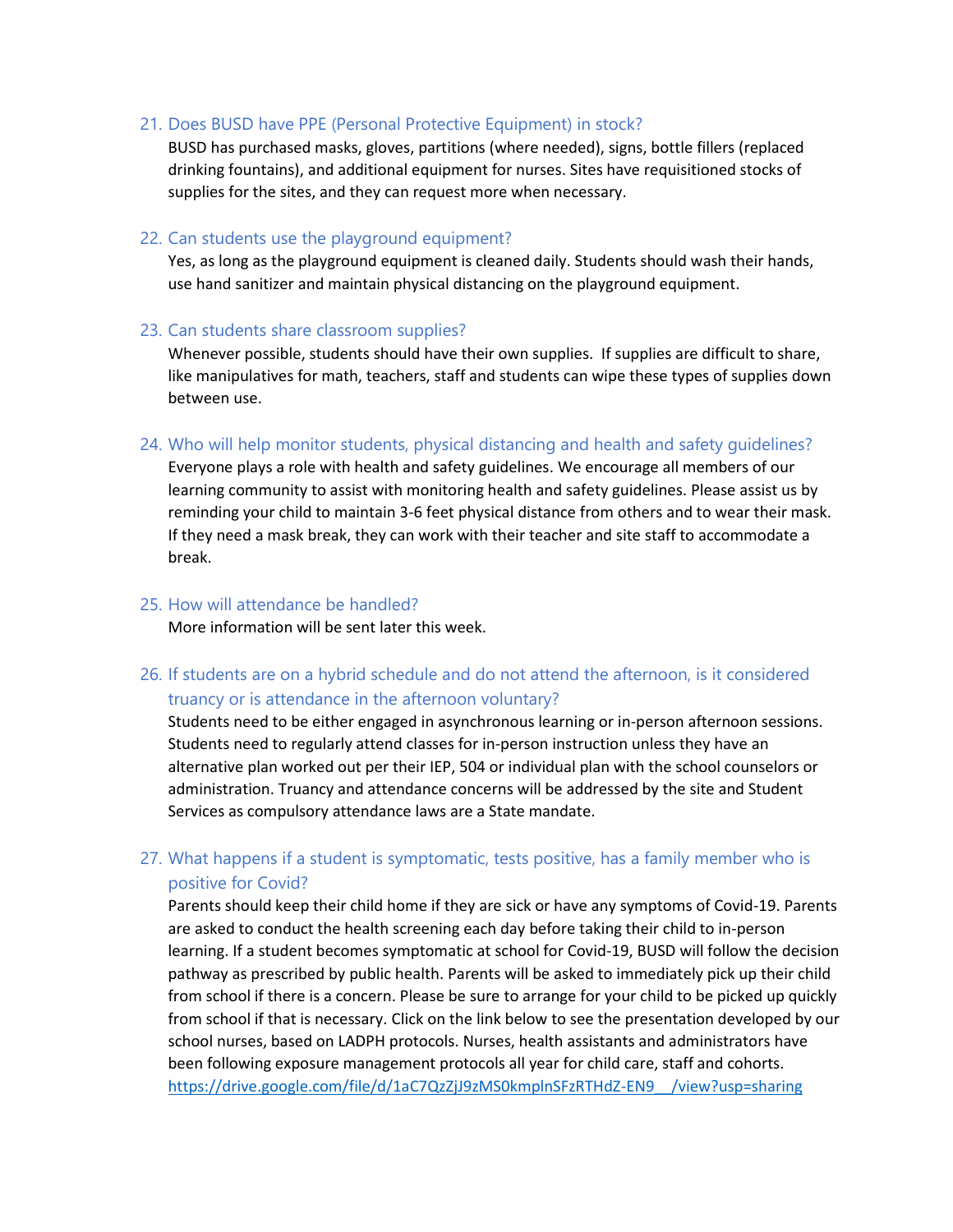21. **Does BUSD have PPE (Personal Protective Equipment) in stock?**

    BUSD has purchased masks, gloves, partitions (where needed), signs, bottle fillers (replaced drinking fountains), and additional equipment for nurses. Sites have requisitioned stocks of supplies for the sites, and they can request more when necessary.

22. **Can students use the playground equipment?**

    Yes, as long as the playground equipment is cleaned daily. Students should wash their hands, use hand sanitizer and maintain physical distancing on the playground equipment.

23. **Can students share classroom supplies?**

    Whenever possible, students should have their own supplies. If supplies are difficult to share, like manipulatives for math, teachers, staff and students can wipe these types of supplies down between use.

24. **Who will help monitor students, physical distancing and health and safety guidelines?**

    Everyone plays a role with health and safety guidelines. We encourage all members of our learning community to assist with monitoring health and safety guidelines. Please assist us by reminding your child to maintain 3-6 feet physical distance from others and to wear their mask. If they need a mask break, they can work with their teacher and site staff to accommodate a break.

25. **How will attendance be handled?**

    More information will be sent later this week.

26. **If students are on a hybrid schedule and do not attend the afternoon, is it considered truancy or is attendance in the afternoon voluntary?**

    Students need to be either engaged in asynchronous learning or in-person afternoon sessions. Students need to regularly attend classes for in-person instruction unless they have an alternative plan worked out per their IEP, 504 or individual plan with the school counselors or administration. Truancy and attendance concerns will be addressed by the site and Student Services as compulsory attendance laws are a State mandate.

27. **What happens if a student is symptomatic, tests positive, has a family member who is positive for Covid?**

    Parents should keep their child home if they are sick or have any symptoms of Covid-19. Parents are asked to conduct the health screening each day before taking their child to in-person learning. If a student becomes symptomatic at school for Covid-19, BUSD will follow the decision pathway as prescribed by public health. Parents will be asked to immediately pick up their child from school if there is a concern. Please be sure to arrange for your child to be picked up quickly from school if that is necessary. Click on the link below to see the presentation developed by our school nurses, based on LADPH protocols. Nurses, health assistants and administrators have been following exposure management protocols all year for child care, staff and cohorts.
    https://drive.google.com/file/d/1aC7QzZjJ9zMS0kmplnSFzRTHdZ-EN9__/view?usp=sharing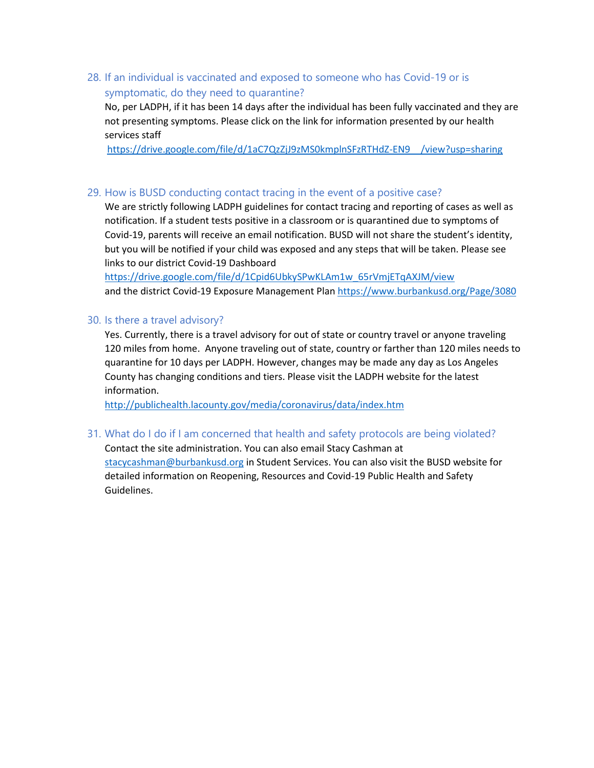### 28. If an individual is vaccinated and exposed to someone who has Covid-19 or is symptomatic, do they need to quarantine?

No, per LADPH, if it has been 14 days after the individual has been fully vaccinated and they are not presenting symptoms. Please click on the link for information presented by our health services staff
https://drive.google.com/file/d/1aC7QzZjJ9zMS0kmplnSFzRTHdZ-EN9 /view?usp=sharing

### 29. How is BUSD conducting contact tracing in the event of a positive case?

We are strictly following LADPH guidelines for contact tracing and reporting of cases as well as notification. If a student tests positive in a classroom or is quarantined due to symptoms of Covid-19, parents will receive an email notification. BUSD will not share the student's identity, but you will be notified if your child was exposed and any steps that will be taken. Please see links to our district Covid-19 Dashboard
https://drive.google.com/file/d/1Cpid6UbkySPwKLAm1w_65rVmjETqAXJM/view
and the district Covid-19 Exposure Management Plan https://www.burbankusd.org/Page/3080

### 30. Is there a travel advisory?

Yes. Currently, there is a travel advisory for out of state or country travel or anyone traveling 120 miles from home. Anyone traveling out of state, country or farther than 120 miles needs to quarantine for 10 days per LADPH. However, changes may be made any day as Los Angeles County has changing conditions and tiers. Please visit the LADPH website for the latest information.
http://publichealth.lacounty.gov/media/coronavirus/data/index.htm

### 31. What do I do if I am concerned that health and safety protocols are being violated?

Contact the site administration. You can also email Stacy Cashman at stacycashman@burbankusd.org in Student Services. You can also visit the BUSD website for detailed information on Reopening, Resources and Covid-19 Public Health and Safety Guidelines.